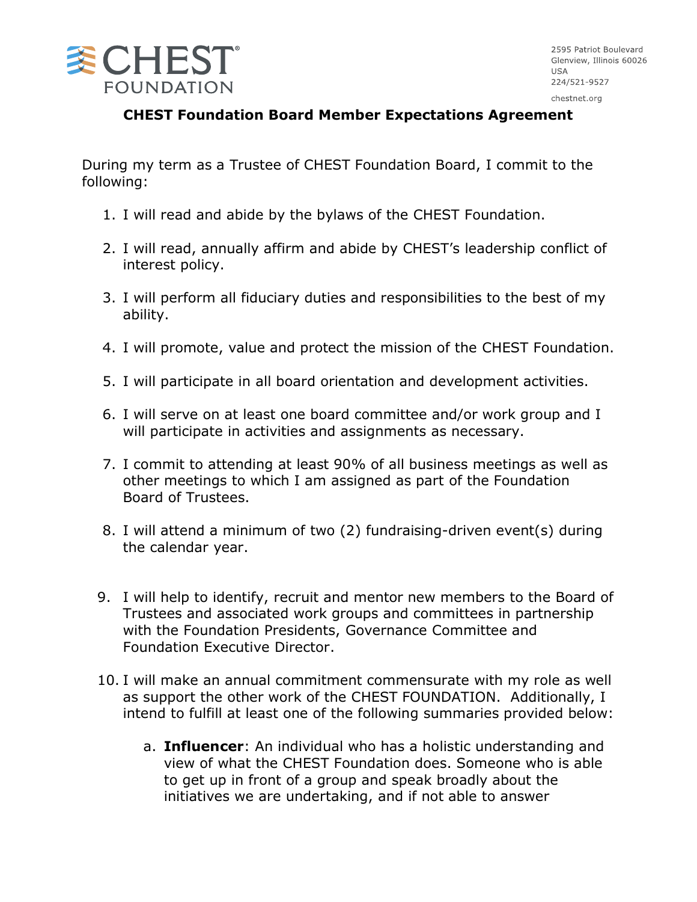CHEST FOUNDATION

2595 Patriot Boulevard
Glenview, Illinois 60026
USA
224/521-9527

chestnet.org

# CHEST Foundation Board Member Expectations Agreement

During my term as a Trustee of CHEST Foundation Board, I commit to the following:

1. I will read and abide by the bylaws of the CHEST Foundation.

2. I will read, annually affirm and abide by CHEST's leadership conflict of interest policy.

3. I will perform all fiduciary duties and responsibilities to the best of my ability.

4. I will promote, value and protect the mission of the CHEST Foundation.

5. I will participate in all board orientation and development activities.

6. I will serve on at least one board committee and/or work group and I will participate in activities and assignments as necessary.

7. I commit to attending at least 90% of all business meetings as well as other meetings to which I am assigned as part of the Foundation Board of Trustees.

8. I will attend a minimum of two (2) fundraising-driven event(s) during the calendar year.

9. I will help to identify, recruit and mentor new members to the Board of Trustees and associated work groups and committees in partnership with the Foundation Presidents, Governance Committee and Foundation Executive Director.

10. I will make an annual commitment commensurate with my role as well as support the other work of the CHEST FOUNDATION. Additionally, I intend to fulfill at least one of the following summaries provided below:

    a. **Influencer**: An individual who has a holistic understanding and view of what the CHEST Foundation does. Someone who is able to get up in front of a group and speak broadly about the initiatives we are undertaking, and if not able to answer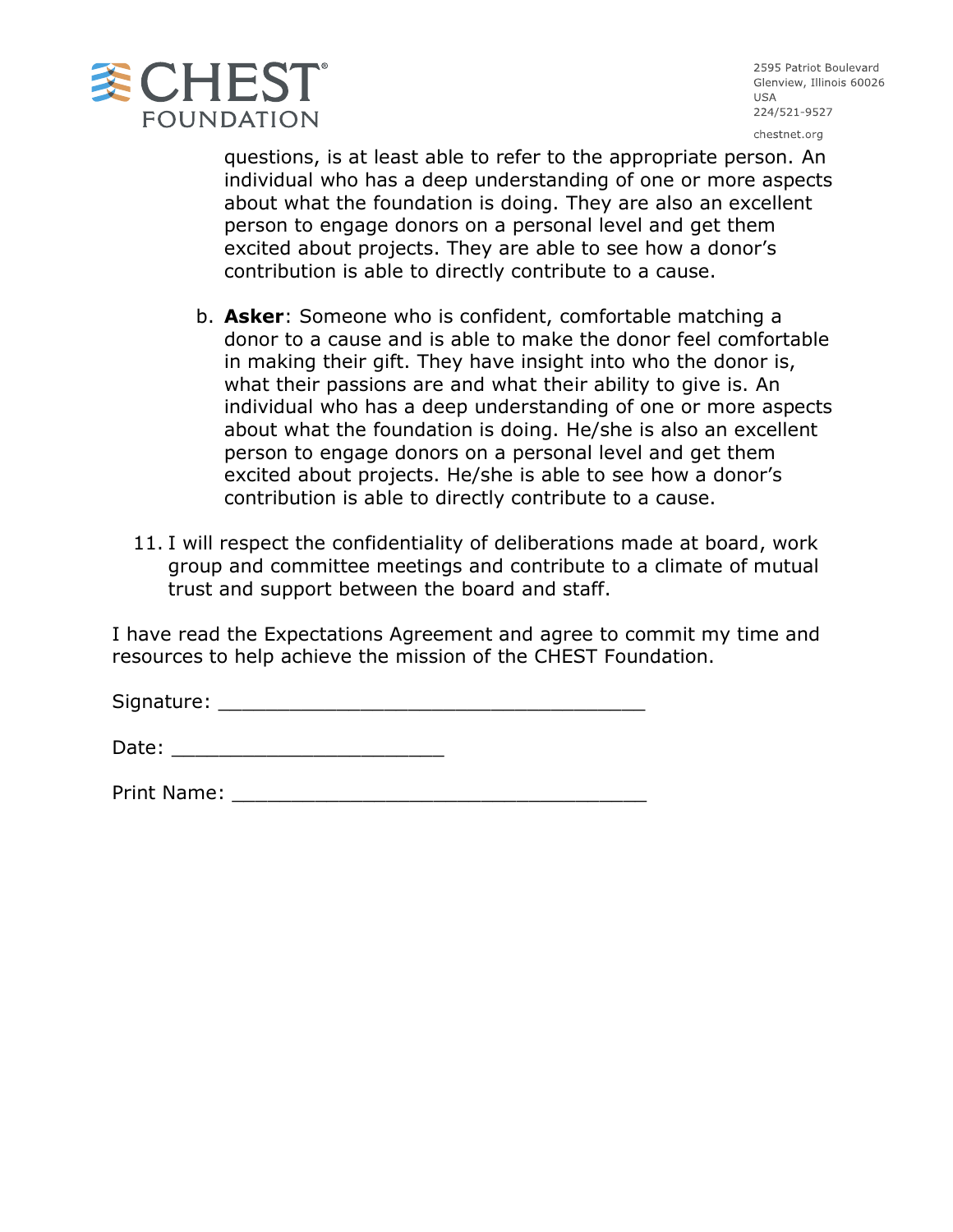questions, is at least able to refer to the appropriate person. An individual who has a deep understanding of one or more aspects about what the foundation is doing. They are also an excellent person to engage donors on a personal level and get them excited about projects. They are able to see how a donor's contribution is able to directly contribute to a cause.

   b. **Asker**: Someone who is confident, comfortable matching a donor to a cause and is able to make the donor feel comfortable in making their gift. They have insight into who the donor is, what their passions are and what their ability to give is. An individual who has a deep understanding of one or more aspects about what the foundation is doing. He/she is also an excellent person to engage donors on a personal level and get them excited about projects. He/she is able to see how a donor's contribution is able to directly contribute to a cause.

11. I will respect the confidentiality of deliberations made at board, work group and committee meetings and contribute to a climate of mutual trust and support between the board and staff.

I have read the Expectations Agreement and agree to commit my time and resources to help achieve the mission of the CHEST Foundation.

Signature: ___________________________________

Date: ______________________

Print Name: __________________________________